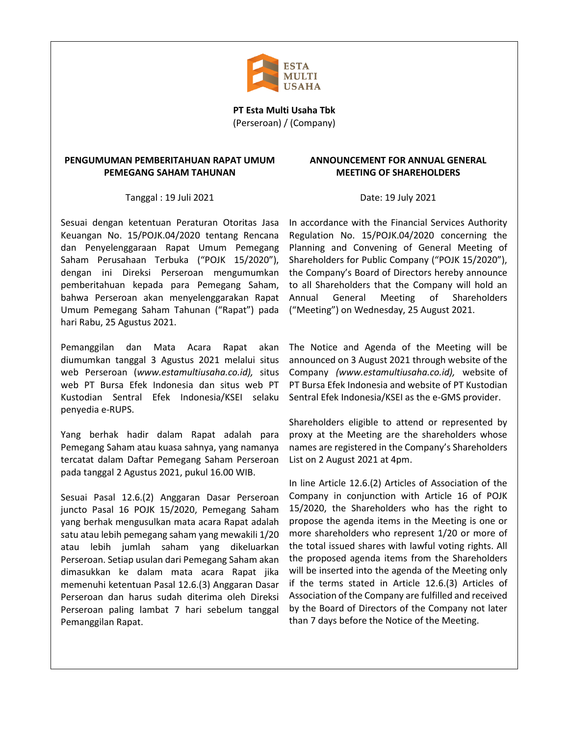**PT Esta Multi Usaha Tbk**
(Perseroan) / (Company)

## PENGUMUMAN PEMBERITAHUAN RAPAT UMUM PEMEGANG SAHAM TAHUNAN

Tanggal : 19 Juli 2021

Sesuai dengan ketentuan Peraturan Otoritas Jasa Keuangan No. 15/POJK.04/2020 tentang Rencana dan Penyelenggaraan Rapat Umum Pemegang Saham Perusahaan Terbuka ("POJK 15/2020"), dengan ini Direksi Perseroan mengumumkan pemberitahuan kepada para Pemegang Saham, bahwa Perseroan akan menyelenggarakan Rapat Umum Pemegang Saham Tahunan ("Rapat") pada hari Rabu, 25 Agustus 2021.

Pemanggilan dan Mata Acara Rapat akan diumumkan tanggal 3 Agustus 2021 melalui situs web Perseroan (*www.estamultiusaha.co.id),* situs web PT Bursa Efek Indonesia dan situs web PT Kustodian Sentral Efek Indonesia/KSEI selaku penyedia e-RUPS.

Yang berhak hadir dalam Rapat adalah para Pemegang Saham atau kuasa sahnya, yang namanya tercatat dalam Daftar Pemegang Saham Perseroan pada tanggal 2 Agustus 2021, pukul 16.00 WIB.

Sesuai Pasal 12.6.(2) Anggaran Dasar Perseroan juncto Pasal 16 POJK 15/2020, Pemegang Saham yang berhak mengusulkan mata acara Rapat adalah satu atau lebih pemegang saham yang mewakili 1/20 atau lebih jumlah saham yang dikeluarkan Perseroan. Setiap usulan dari Pemegang Saham akan dimasukkan ke dalam mata acara Rapat jika memenuhi ketentuan Pasal 12.6.(3) Anggaran Dasar Perseroan dan harus sudah diterima oleh Direksi Perseroan paling lambat 7 hari sebelum tanggal Pemanggilan Rapat.

## ANNOUNCEMENT FOR ANNUAL GENERAL MEETING OF SHAREHOLDERS

Date: 19 July 2021

In accordance with the Financial Services Authority Regulation No. 15/POJK.04/2020 concerning the Planning and Convening of General Meeting of Shareholders for Public Company ("POJK 15/2020"), the Company's Board of Directors hereby announce to all Shareholders that the Company will hold an Annual General Meeting of Shareholders ("Meeting") on Wednesday, 25 August 2021.

The Notice and Agenda of the Meeting will be announced on 3 August 2021 through website of the Company *(www.estamultiusaha.co.id),* website of PT Bursa Efek Indonesia and website of PT Kustodian Sentral Efek Indonesia/KSEI as the e-GMS provider.

Shareholders eligible to attend or represented by proxy at the Meeting are the shareholders whose names are registered in the Company's Shareholders List on 2 August 2021 at 4pm.

In line Article 12.6.(2) Articles of Association of the Company in conjunction with Article 16 of POJK 15/2020, the Shareholders who has the right to propose the agenda items in the Meeting is one or more shareholders who represent 1/20 or more of the total issued shares with lawful voting rights. All the proposed agenda items from the Shareholders will be inserted into the agenda of the Meeting only if the terms stated in Article 12.6.(3) Articles of Association of the Company are fulfilled and received by the Board of Directors of the Company not later than 7 days before the Notice of the Meeting.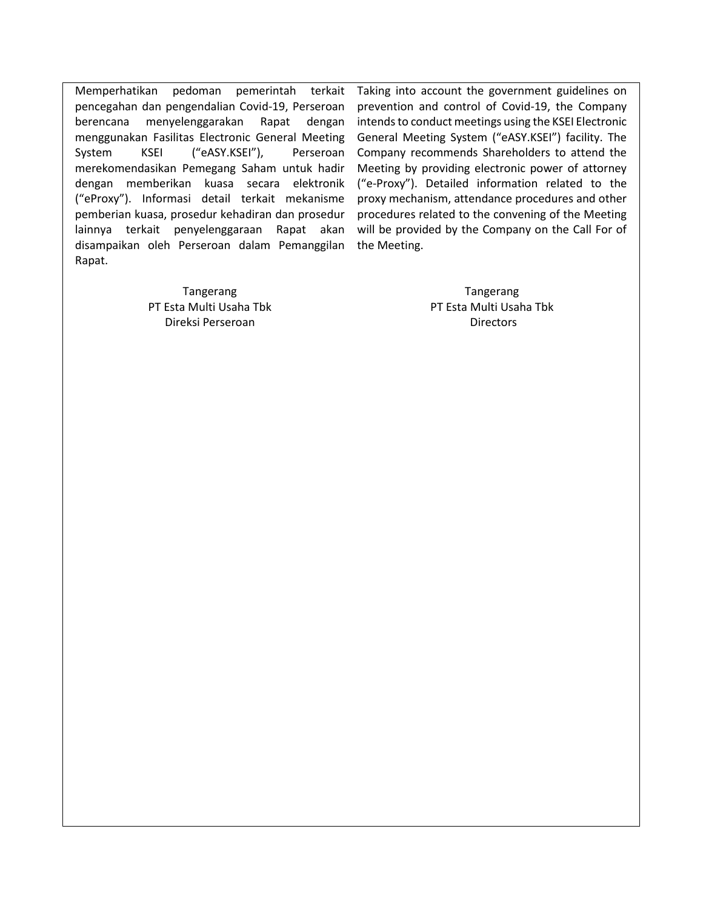Memperhatikan pedoman pemerintah terkait pencegahan dan pengendalian Covid-19, Perseroan berencana menyelenggarakan Rapat dengan menggunakan Fasilitas Electronic General Meeting System KSEI ("eASY.KSEI"), Perseroan merekomendasikan Pemegang Saham untuk hadir dengan memberikan kuasa secara elektronik ("eProxy"). Informasi detail terkait mekanisme pemberian kuasa, prosedur kehadiran dan prosedur lainnya terkait penyelenggaraan Rapat akan disampaikan oleh Perseroan dalam Pemanggilan Rapat.

Tangerang
PT Esta Multi Usaha Tbk
Direksi Perseroan

Taking into account the government guidelines on prevention and control of Covid-19, the Company intends to conduct meetings using the KSEI Electronic General Meeting System ("eASY.KSEI") facility. The Company recommends Shareholders to attend the Meeting by providing electronic power of attorney ("e-Proxy"). Detailed information related to the proxy mechanism, attendance procedures and other procedures related to the convening of the Meeting will be provided by the Company on the Call For of the Meeting.

Tangerang
PT Esta Multi Usaha Tbk
Directors